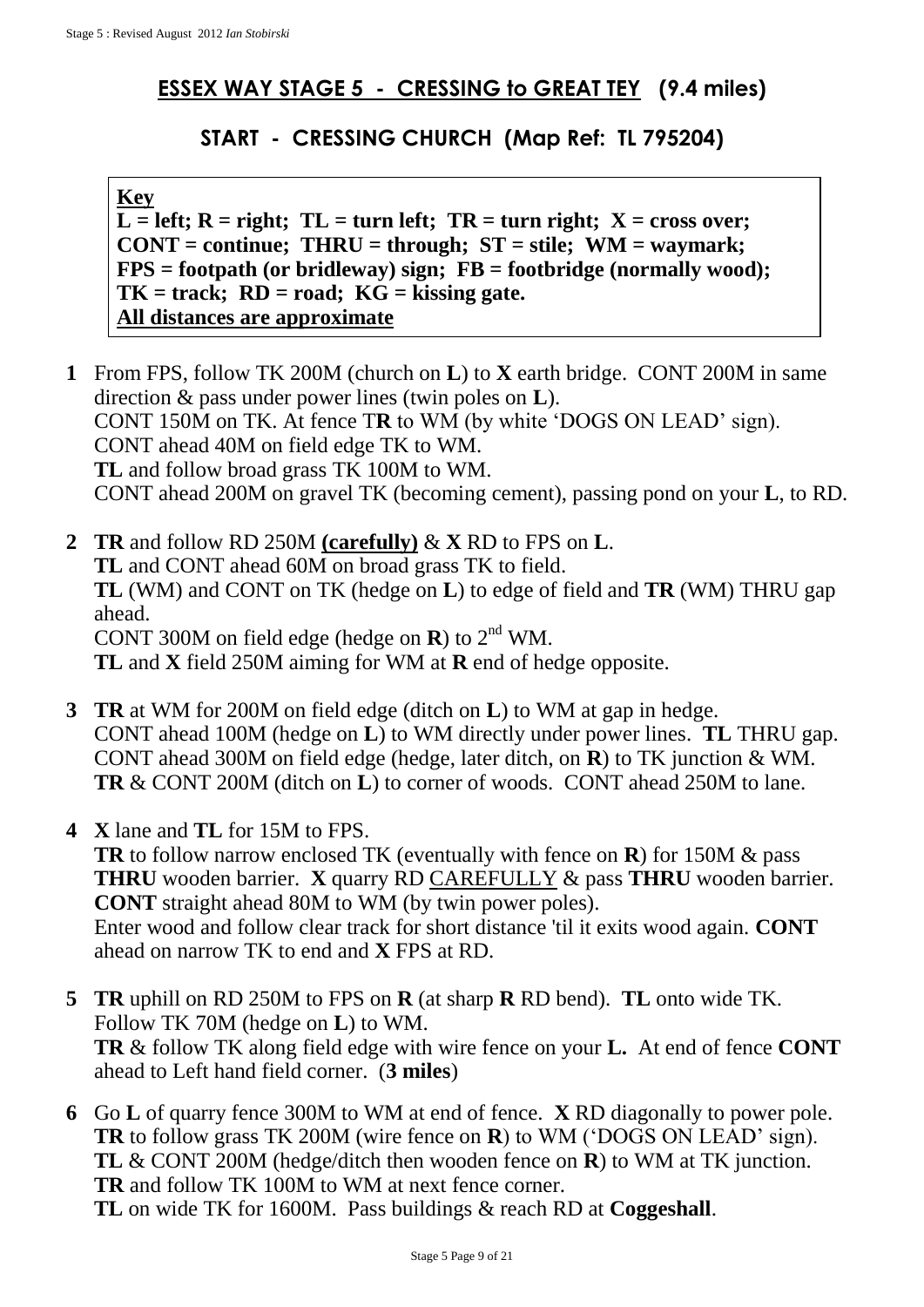# ESSEX WAY STAGE 5 - CRESSING to GREAT TEY (9.4 miles)

## START - CRESSING CHURCH (Map Ref: TL 795204)

> **Key**
> **L = left; R = right; TL = turn left; TR = turn right; X = cross over;**
> **CONT = continue; THRU = through; ST = stile; WM = waymark;**
> **FPS = footpath (or bridleway) sign; FB = footbridge (normally wood);**
> **TK = track; RD = road; KG = kissing gate.**
> **All distances are approximate**

**1** From FPS, follow TK 200M (church on **L**) to **X** earth bridge. CONT 200M in same direction & pass under power lines (twin poles on **L**).
CONT 150M on TK. At fence T**R** to WM (by white 'DOGS ON LEAD' sign).
CONT ahead 40M on field edge TK to WM.
**TL** and follow broad grass TK 100M to WM.
CONT ahead 200M on gravel TK (becoming cement), passing pond on your **L**, to RD.

**2** **TR** and follow RD 250M **(carefully)** & **X** RD to FPS on **L**.
**TL** and CONT ahead 60M on broad grass TK to field.
**TL** (WM) and CONT on TK (hedge on **L**) to edge of field and **TR** (WM) THRU gap ahead.
CONT 300M on field edge (hedge on **R**) to 2nd WM.
**TL** and **X** field 250M aiming for WM at **R** end of hedge opposite.

**3** **TR** at WM for 200M on field edge (ditch on **L**) to WM at gap in hedge.
CONT ahead 100M (hedge on **L**) to WM directly under power lines. **TL** THRU gap.
CONT ahead 300M on field edge (hedge, later ditch, on **R**) to TK junction & WM.
**TR** & CONT 200M (ditch on **L**) to corner of woods. CONT ahead 250M to lane.

**4** **X** lane and **TL** for 15M to FPS.
**TR** to follow narrow enclosed TK (eventually with fence on **R**) for 150M & pass **THRU** wooden barrier. **X** quarry RD CAREFULLY & pass **THRU** wooden barrier.
**CONT** straight ahead 80M to WM (by twin power poles).
Enter wood and follow clear track for short distance 'til it exits wood again. **CONT** ahead on narrow TK to end and **X** FPS at RD.

**5** **TR** uphill on RD 250M to FPS on **R** (at sharp **R** RD bend). **TL** onto wide TK.
Follow TK 70M (hedge on **L**) to WM.
**TR** & follow TK along field edge with wire fence on your **L.** At end of fence **CONT** ahead to Left hand field corner. (**3 miles**)

**6** Go **L** of quarry fence 300M to WM at end of fence. **X** RD diagonally to power pole.
**TR** to follow grass TK 200M (wire fence on **R**) to WM ('DOGS ON LEAD' sign).
**TL** & CONT 200M (hedge/ditch then wooden fence on **R**) to WM at TK junction.
**TR** and follow TK 100M to WM at next fence corner.
**TL** on wide TK for 1600M. Pass buildings & reach RD at **Coggeshall**.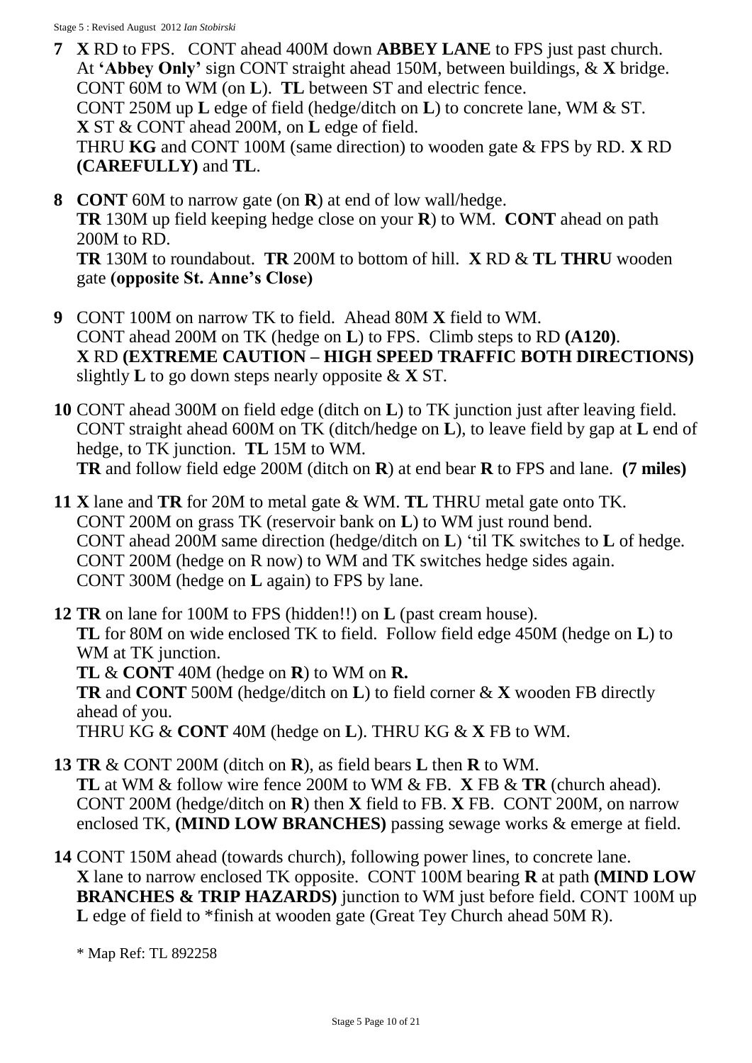**7** **X** RD to FPS. CONT ahead 400M down **ABBEY LANE** to FPS just past church. At **'Abbey Only'** sign CONT straight ahead 150M, between buildings, & **X** bridge. CONT 60M to WM (on **L**). **TL** between ST and electric fence. CONT 250M up **L** edge of field (hedge/ditch on **L**) to concrete lane, WM & ST. **X** ST & CONT ahead 200M, on **L** edge of field. THRU **KG** and CONT 100M (same direction) to wooden gate & FPS by RD. **X** RD **(CAREFULLY)** and **TL**.

**8** **CONT** 60M to narrow gate (on **R**) at end of low wall/hedge. **TR** 130M up field keeping hedge close on your **R**) to WM. **CONT** ahead on path 200M to RD. **TR** 130M to roundabout. **TR** 200M to bottom of hill. **X** RD & **TL THRU** wooden gate **(opposite St. Anne's Close)**

**9** CONT 100M on narrow TK to field. Ahead 80M **X** field to WM. CONT ahead 200M on TK (hedge on **L**) to FPS. Climb steps to RD **(A120)**. **X** RD **(EXTREME CAUTION – HIGH SPEED TRAFFIC BOTH DIRECTIONS)** slightly **L** to go down steps nearly opposite & **X** ST.

**10** CONT ahead 300M on field edge (ditch on **L**) to TK junction just after leaving field. CONT straight ahead 600M on TK (ditch/hedge on **L**), to leave field by gap at **L** end of hedge, to TK junction. **TL** 15M to WM. **TR** and follow field edge 200M (ditch on **R**) at end bear **R** to FPS and lane. **(7 miles)**

**11** **X** lane and **TR** for 20M to metal gate & WM. **TL** THRU metal gate onto TK. CONT 200M on grass TK (reservoir bank on **L**) to WM just round bend. CONT ahead 200M same direction (hedge/ditch on **L**) 'til TK switches to **L** of hedge. CONT 200M (hedge on R now) to WM and TK switches hedge sides again. CONT 300M (hedge on **L** again) to FPS by lane.

**12** **TR** on lane for 100M to FPS (hidden!!) on **L** (past cream house). **TL** for 80M on wide enclosed TK to field. Follow field edge 450M (hedge on **L**) to WM at TK junction. **TL** & **CONT** 40M (hedge on **R**) to WM on **R.** **TR** and **CONT** 500M (hedge/ditch on **L**) to field corner & **X** wooden FB directly ahead of you. THRU KG & **CONT** 40M (hedge on **L**). THRU KG & **X** FB to WM.

**13** **TR** & CONT 200M (ditch on **R**), as field bears **L** then **R** to WM. **TL** at WM & follow wire fence 200M to WM & FB. **X** FB & **TR** (church ahead). CONT 200M (hedge/ditch on **R**) then **X** field to FB. **X** FB. CONT 200M, on narrow enclosed TK, **(MIND LOW BRANCHES)** passing sewage works & emerge at field.

**14** CONT 150M ahead (towards church), following power lines, to concrete lane. **X** lane to narrow enclosed TK opposite. CONT 100M bearing **R** at path **(MIND LOW BRANCHES & TRIP HAZARDS)** junction to WM just before field. CONT 100M up **L** edge of field to *finish at wooden gate (Great Tey Church ahead 50M R).

\* Map Ref: TL 892258